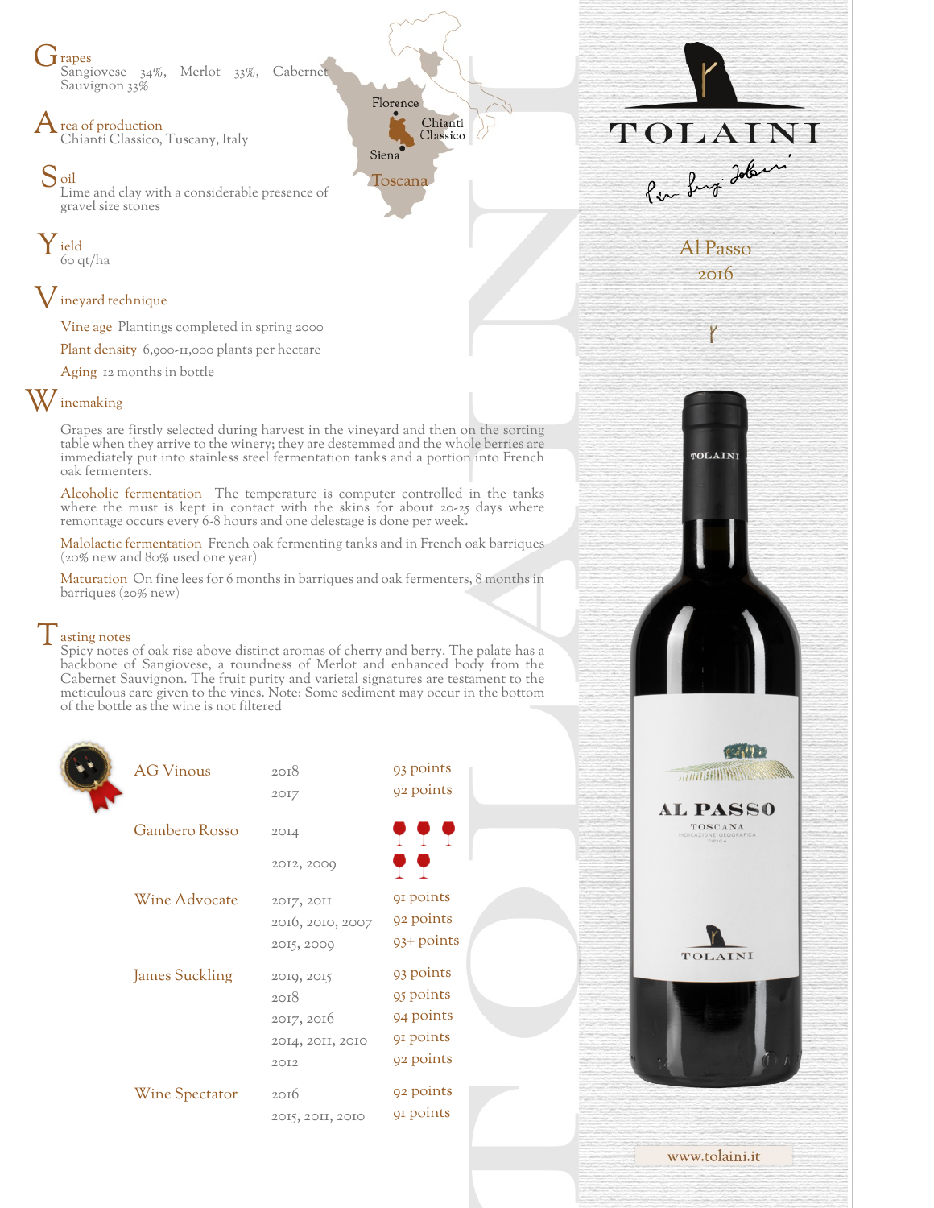# TOLAINI

## Al Passo 2016

**Grapes**
Sangiovese 34%, Merlot 33%, Cabernet Sauvignon 33%

**Area of production**
Chianti Classico, Tuscany, Italy

**Soil**
Lime and clay with a considerable presence of gravel size stones

**Yield**
60 qt/ha

**Vineyard technique**

- Vine age: Plantings completed in spring 2000
- Plant density: 6,900-11,000 plants per hectare
- Aging: 12 months in bottle

**Winemaking**

Grapes are firstly selected during harvest in the vineyard and then on the sorting table when they arrive to the winery; they are destemmed and the whole berries are immediately put into stainless steel fermentation tanks and a portion into French oak fermenters.

**Alcoholic fermentation** The temperature is computer controlled in the tanks where the must is kept in contact with the skins for about 20-25 days where remontage occurs every 6-8 hours and one delestage is done per week.

**Malolactic fermentation** French oak fermenting tanks and in French oak barriques (20% new and 80% used one year)

**Maturation** On fine lees for 6 months in barriques and oak fermenters, 8 months in barriques (20% new)

**Tasting notes**
Spicy notes of oak rise above distinct aromas of cherry and berry. The palate has a backbone of Sangiovese, a roundness of Merlot and enhanced body from the Cabernet Sauvignon. The fruit purity and varietal signatures are testament to the meticulous care given to the vines. Note: Some sediment may occur in the bottom of the bottle as the wine is not filtered

| Publication | Vintage | Score |
| --- | --- | --- |
| AG Vinous | 2018 | 93 points |
| | 2017 | 92 points |
| Gambero Rosso | 2014 | 3 glasses |
| | 2012, 2009 | 2 glasses |
| Wine Advocate | 2017, 2011 | 91 points |
| | 2016, 2010, 2007 | 92 points |
| | 2015, 2009 | 93+ points |
| James Suckling | 2019, 2015 | 93 points |
| | 2018 | 95 points |
| | 2017, 2016 | 94 points |
| | 2014, 2011, 2010 | 91 points |
| | 2012 | 92 points |
| Wine Spectator | 2016 | 92 points |
| | 2015, 2011, 2010 | 91 points |

www.tolaini.it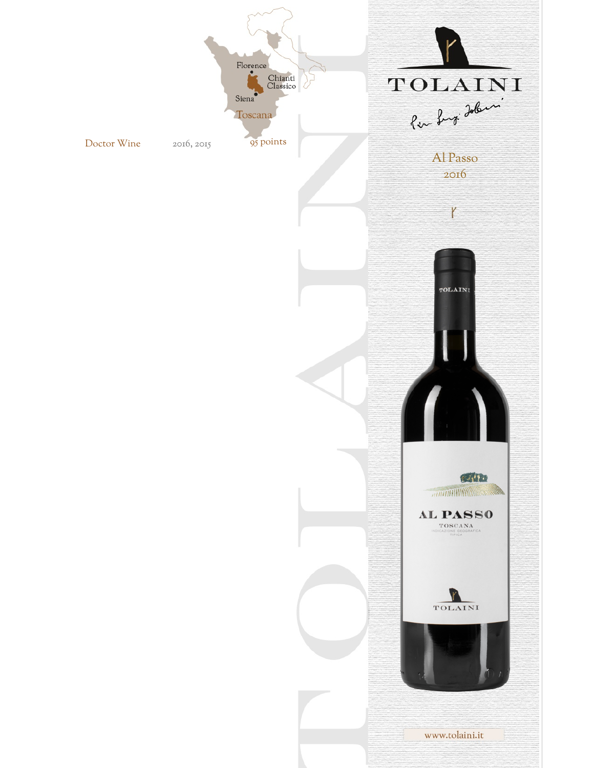Florence

Chianti Classico

Siena

Toscana

| | | |
|---|---|---|
| Doctor Wine | 2016, 2015 | 95 points |

# TOLAINI

## Al Passo
## 2016

www.tolaini.it